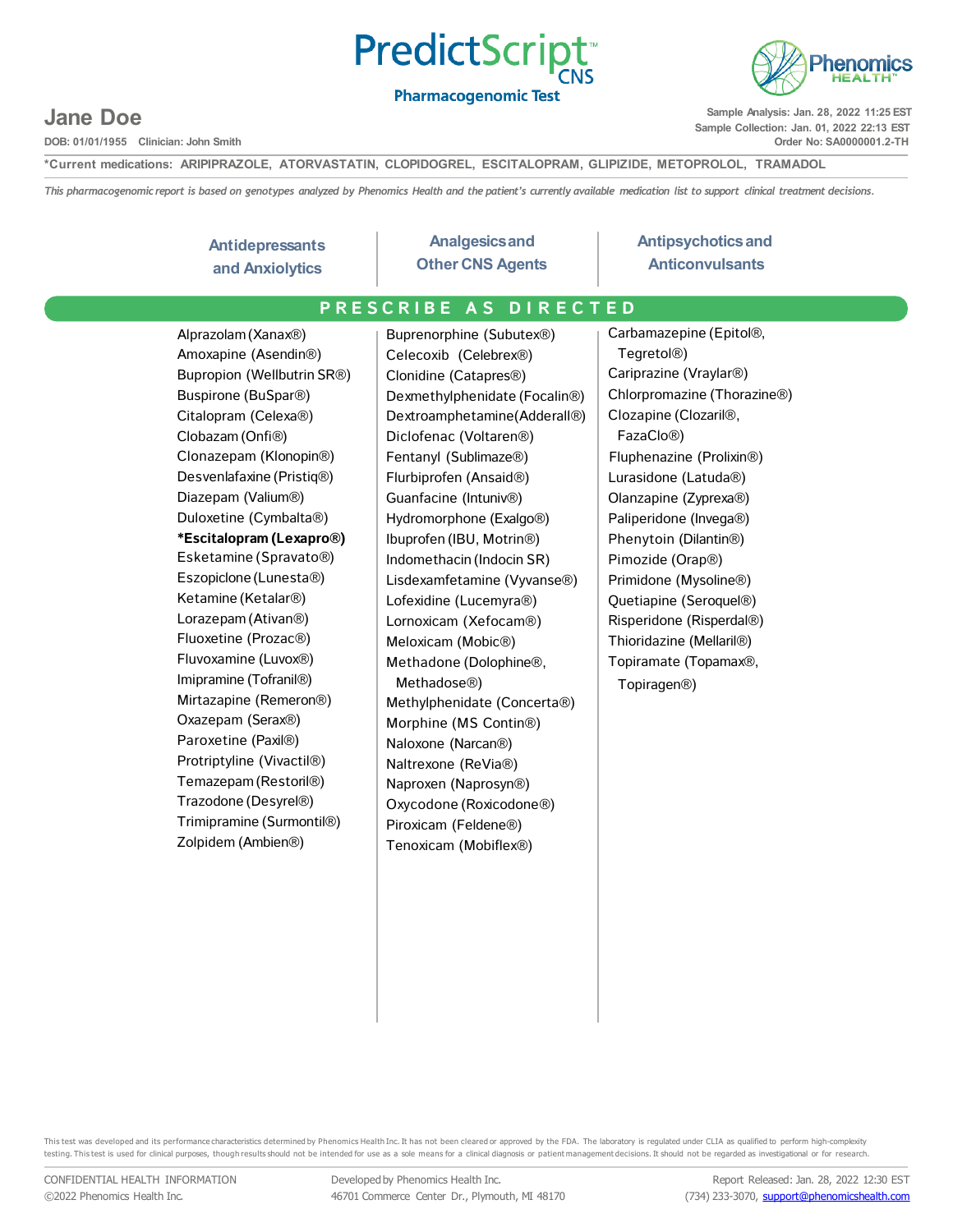# PredictScript™ CNS

**Pharmacogenomic Test**

Phenomics HEALTH™

## Jane Doe

DOB: 01/01/1955 Clinician: John Smith

Sample Analysis: Jan. 28, 2022 11:25 EST
Sample Collection: Jan. 01, 2022 22:13 EST
Order No: SA0000001.2-TH

**\*Current medications: ARIPIPRAZOLE, ATORVASTATIN, CLOPIDOGREL, ESCITALOPRAM, GLIPIZIDE, METOPROLOL, TRAMADOL**

*This pharmacogenomic report is based on genotypes analyzed by Phenomics Health and the patient's currently available medication list to support clinical treatment decisions.*

## PRESCRIBE AS DIRECTED

| Antidepressants and Anxiolytics | Analgesics and Other CNS Agents | Antipsychotics and Anticonvulsants |
|---|---|---|
| Alprazolam (Xanax®) | Buprenorphine (Subutex®) | Carbamazepine (Epitol®, Tegretol®) |
| Amoxapine (Asendin®) | Celecoxib (Celebrex®) | Cariprazine (Vraylar®) |
| Bupropion (Wellbutrin SR®) | Clonidine (Catapres®) | Chlorpromazine (Thorazine®) |
| Buspirone (BuSpar®) | Dexmethylphenidate (Focalin®) | Clozapine (Clozaril®, FazaClo®) |
| Citalopram (Celexa®) | Dextroamphetamine(Adderall®) | Fluphenazine (Prolixin®) |
| Clobazam (Onfi®) | Diclofenac (Voltaren®) | Lurasidone (Latuda®) |
| Clonazepam (Klonopin®) | Fentanyl (Sublimaze®) | Olanzapine (Zyprexa®) |
| Desvenlafaxine (Pristiq®) | Flurbiprofen (Ansaid®) | Paliperidone (Invega®) |
| Diazepam (Valium®) | Guanfacine (Intuniv®) | Phenytoin (Dilantin®) |
| Duloxetine (Cymbalta®) | Hydromorphone (Exalgo®) | Pimozide (Orap®) |
| **\*Escitalopram (Lexapro®)** | Ibuprofen (IBU, Motrin®) | Primidone (Mysoline®) |
| Esketamine (Spravato®) | Indomethacin (Indocin SR) | Quetiapine (Seroquel®) |
| Eszopiclone (Lunesta®) | Lisdexamfetamine (Vyvanse®) | Risperidone (Risperdal®) |
| Ketamine (Ketalar®) | Lofexidine (Lucemyra®) | Thioridazine (Mellaril®) |
| Lorazepam (Ativan®) | Lornoxicam (Xefocam®) | Topiramate (Topamax®, Topiragen®) |
| Fluoxetine (Prozac®) | Meloxicam (Mobic®) | |
| Fluvoxamine (Luvox®) | Methadone (Dolophine®, Methadose®) | |
| Imipramine (Tofranil®) | Methylphenidate (Concerta®) | |
| Mirtazapine (Remeron®) | Morphine (MS Contin®) | |
| Oxazepam (Serax®) | Naloxone (Narcan®) | |
| Paroxetine (Paxil®) | Naltrexone (ReVia®) | |
| Protriptyline (Vivactil®) | Naproxen (Naprosyn®) | |
| Temazepam (Restoril®) | Oxycodone (Roxicodone®) | |
| Trazodone (Desyrel®) | Piroxicam (Feldene®) | |
| Trimipramine (Surmontil®) | Tenoxicam (Mobiflex®) | |
| Zolpidem (Ambien®) | | |

This test was developed and its performance characteristics determined by Phenomics Health Inc. It has not been cleared or approved by the FDA. The laboratory is regulated under CLIA as qualified to perform high-complexity testing. This test is used for clinical purposes, though results should not be intended for use as a sole means for a clinical diagnosis or patient management decisions. It should not be regarded as investigational or for research.

CONFIDENTIAL HEALTH INFORMATION
©2022 Phenomics Health Inc.

Developed by Phenomics Health Inc.
46701 Commerce Center Dr., Plymouth, MI 48170

Report Released: Jan. 28, 2022 12:30 EST
(734) 233-3070, support@phenomicshealth.com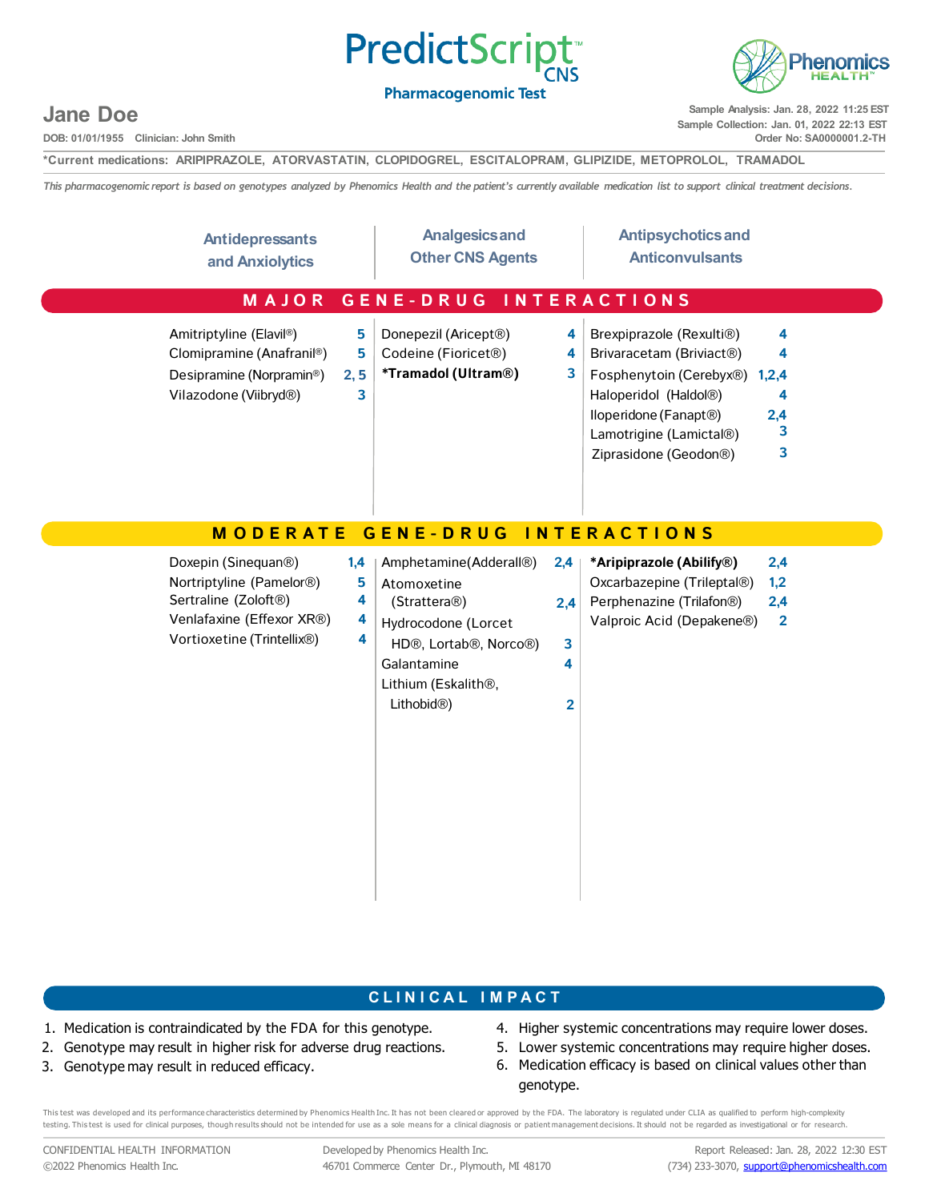# PredictScript CNS

**Pharmacogenomic Test**

Phenomics HEALTH

## Jane Doe

**DOB:** 01/01/1955 **Clinician:** John Smith

Sample Analysis: Jan. 28, 2022 11:25 EST
Sample Collection: Jan. 01, 2022 22:13 EST
Order No: SA0000001.2-TH

**\*Current medications:** ARIPIPRAZOLE, ATORVASTATIN, CLOPIDOGREL, ESCITALOPRAM, GLIPIZIDE, METOPROLOL, TRAMADOL

*This pharmacogenomic report is based on genotypes analyzed by Phenomics Health and the patient's currently available medication list to support clinical treatment decisions.*

## MAJOR GENE-DRUG INTERACTIONS

| Antidepressants and Anxiolytics | | Analgesics and Other CNS Agents | | Antipsychotics and Anticonvulsants | |
|---|---|---|---|---|---|
| Amitriptyline (Elavil®) | 5 | Donepezil (Aricept®) | 4 | Brexpiprazole (Rexulti®) | 4 |
| Clomipramine (Anafranil®) | 5 | Codeine (Fioricet®) | 4 | Brivaracetam (Briviact®) | 4 |
| Desipramine (Norpramin®) | 2, 5 | **\*Tramadol (Ultram®)** | 3 | Fosphenytoin (Cerebyx®) | 1,2,4 |
| Vilazodone (Viibryd®) | 3 | | | Haloperidol (Haldol®) | 4 |
| | | | | Iloperidone (Fanapt®) | 2,4 |
| | | | | Lamotrigine (Lamictal®) | 3 |
| | | | | Ziprasidone (Geodon®) | 3 |

## MODERATE GENE-DRUG INTERACTIONS

| Antidepressants and Anxiolytics | | Analgesics and Other CNS Agents | | Antipsychotics and Anticonvulsants | |
|---|---|---|---|---|---|
| Doxepin (Sinequan®) | 1,4 | Amphetamine (Adderall®) | 2,4 | **\*Aripiprazole (Abilify®)** | 2,4 |
| Nortriptyline (Pamelor®) | 5 | Atomoxetine (Strattera®) | 2,4 | Oxcarbazepine (Trileptal®) | 1,2 |
| Sertraline (Zoloft®) | 4 | Hydrocodone (Lorcet HD®, Lortab®, Norco®) | 3 | Perphenazine (Trilafon®) | 2,4 |
| Venlafaxine (Effexor XR®) | 4 | Galantamine | 4 | Valproic Acid (Depakene®) | 2 |
| Vortioxetine (Trintellix®) | 4 | Lithium (Eskalith®, Lithobid®) | 2 | | |

## CLINICAL IMPACT

1. Medication is contraindicated by the FDA for this genotype.
2. Genotype may result in higher risk for adverse drug reactions.
3. Genotype may result in reduced efficacy.
4. Higher systemic concentrations may require lower doses.
5. Lower systemic concentrations may require higher doses.
6. Medication efficacy is based on clinical values other than genotype.

This test was developed and its performance characteristics determined by Phenomics Health Inc. It has not been cleared or approved by the FDA. The laboratory is regulated under CLIA as qualified to perform high-complexity testing. This test is used for clinical purposes, though results should not be intended for use as a sole means for a clinical diagnosis or patient management decisions. It should not be regarded as investigational or for research.

CONFIDENTIAL HEALTH INFORMATION
©2022 Phenomics Health Inc.

Developed by Phenomics Health Inc.
46701 Commerce Center Dr., Plymouth, MI 48170

Report Released: Jan. 28, 2022 12:30 EST
(734) 233-3070, support@phenomicshealth.com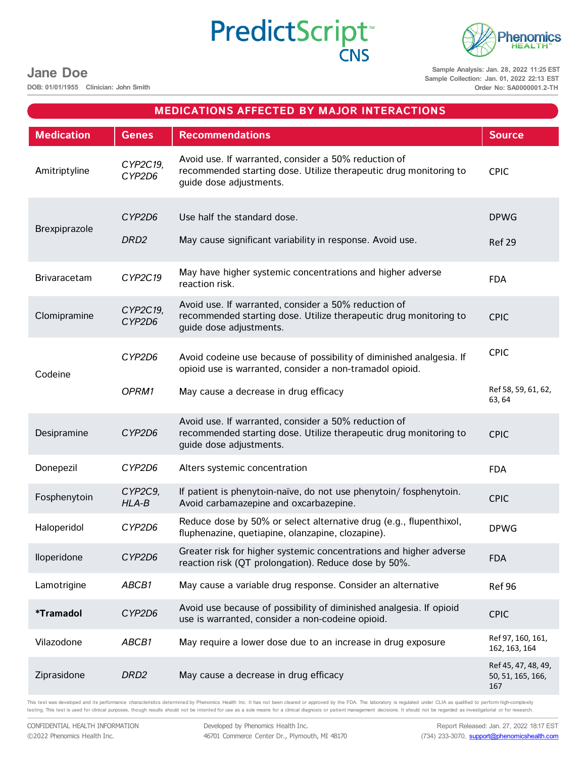## MEDICATIONS AFFECTED BY MAJOR INTERACTIONS

| Medication | Genes | Recommendations | Source |
|---|---|---|---|
| Amitriptyline | *CYP2C19, CYP2D6* | Avoid use. If warranted, consider a 50% reduction of recommended starting dose. Utilize therapeutic drug monitoring to guide dose adjustments. | CPIC |
| Brexpiprazole | *CYP2D6* | Use half the standard dose. | DPWG |
| | *DRD2* | May cause significant variability in response. Avoid use. | Ref 29 |
| Brivaracetam | *CYP2C19* | May have higher systemic concentrations and higher adverse reaction risk. | FDA |
| Clomipramine | *CYP2C19, CYP2D6* | Avoid use. If warranted, consider a 50% reduction of recommended starting dose. Utilize therapeutic drug monitoring to guide dose adjustments. | CPIC |
| Codeine | *CYP2D6* | Avoid codeine use because of possibility of diminished analgesia. If opioid use is warranted, consider a non-tramadol opioid. | CPIC |
| | *OPRM1* | May cause a decrease in drug efficacy | Ref 58, 59, 61, 62, 63, 64 |
| Desipramine | *CYP2D6* | Avoid use. If warranted, consider a 50% reduction of recommended starting dose. Utilize therapeutic drug monitoring to guide dose adjustments. | CPIC |
| Donepezil | *CYP2D6* | Alters systemic concentration | FDA |
| Fosphenytoin | *CYP2C9, HLA-B* | If patient is phenytoin-naïve, do not use phenytoin/ fosphenytoin. Avoid carbamazepine and oxcarbazepine. | CPIC |
| Haloperidol | *CYP2D6* | Reduce dose by 50% or select alternative drug (e.g., flupenthixol, fluphenazine, quetiapine, olanzapine, clozapine). | DPWG |
| Iloperidone | *CYP2D6* | Greater risk for higher systemic concentrations and higher adverse reaction risk (QT prolongation). Reduce dose by 50%. | FDA |
| Lamotrigine | *ABCB1* | May cause a variable drug response. Consider an alternative | Ref 96 |
| **\*Tramadol** | *CYP2D6* | Avoid use because of possibility of diminished analgesia. If opioid use is warranted, consider a non-codeine opioid. | CPIC |
| Vilazodone | *ABCB1* | May require a lower dose due to an increase in drug exposure | Ref 97, 160, 161, 162, 163, 164 |
| Ziprasidone | *DRD2* | May cause a decrease in drug efficacy | Ref 45, 47, 48, 49, 50, 51, 165, 166, 167 |

This test was developed and its performance characteristics determined by Phenomics Health Inc. It has not been cleared or approved by the FDA. The laboratory is regulated under CLIA as qualified to perform high-complexity testing. This test is used for clinical purposes, though results should not be intented for use as a sole means for a clinical diagnosis or patient management decisions. It should not be regarded as investigatorial or for research.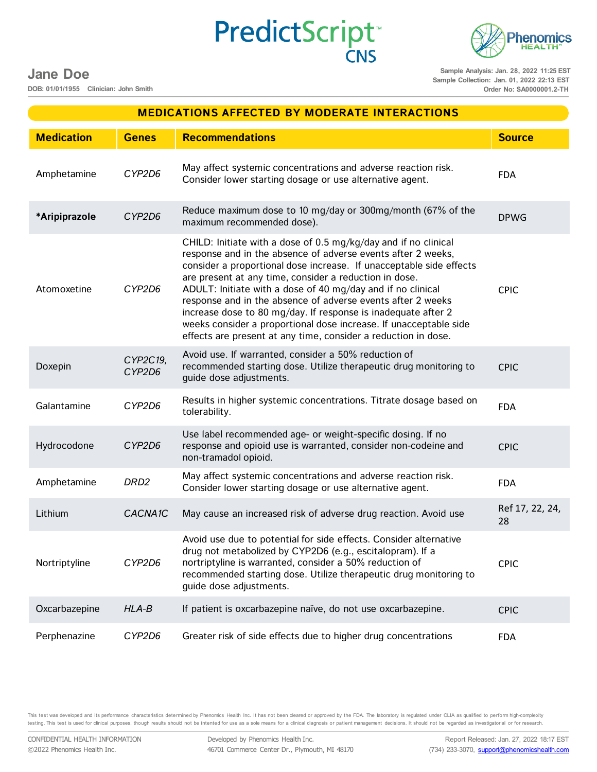## MEDICATIONS AFFECTED BY MODERATE INTERACTIONS

| Medication | Genes | Recommendations | Source |
|---|---|---|---|
| Amphetamine | *CYP2D6* | May affect systemic concentrations and adverse reaction risk. Consider lower starting dosage or use alternative agent. | FDA |
| **\*Aripiprazole** | *CYP2D6* | Reduce maximum dose to 10 mg/day or 300mg/month (67% of the maximum recommended dose). | DPWG |
| Atomoxetine | *CYP2D6* | CHILD: Initiate with a dose of 0.5 mg/kg/day and if no clinical response and in the absence of adverse events after 2 weeks, consider a proportional dose increase. If unacceptable side effects are present at any time, consider a reduction in dose. ADULT: Initiate with a dose of 40 mg/day and if no clinical response and in the absence of adverse events after 2 weeks increase dose to 80 mg/day. If response is inadequate after 2 weeks consider a proportional dose increase. If unacceptable side effects are present at any time, consider a reduction in dose. | CPIC |
| Doxepin | *CYP2C19, CYP2D6* | Avoid use. If warranted, consider a 50% reduction of recommended starting dose. Utilize therapeutic drug monitoring to guide dose adjustments. | CPIC |
| Galantamine | *CYP2D6* | Results in higher systemic concentrations. Titrate dosage based on tolerability. | FDA |
| Hydrocodone | *CYP2D6* | Use label recommended age- or weight-specific dosing. If no response and opioid use is warranted, consider non-codeine and non-tramadol opioid. | CPIC |
| Amphetamine | *DRD2* | May affect systemic concentrations and adverse reaction risk. Consider lower starting dosage or use alternative agent. | FDA |
| Lithium | *CACNA1C* | May cause an increased risk of adverse drug reaction. Avoid use | Ref 17, 22, 24, 28 |
| Nortriptyline | *CYP2D6* | Avoid use due to potential for side effects. Consider alternative drug not metabolized by CYP2D6 (e.g., escitalopram). If a nortriptyline is warranted, consider a 50% reduction of recommended starting dose. Utilize therapeutic drug monitoring to guide dose adjustments. | CPIC |
| Oxcarbazepine | *HLA-B* | If patient is oxcarbazepine naïve, do not use oxcarbazepine. | CPIC |
| Perphenazine | *CYP2D6* | Greater risk of side effects due to higher drug concentrations | FDA |

This test was developed and its performance characteristics determined by Phenomics Health Inc. It has not been cleared or approved by the FDA. The laboratory is regulated under CLIA as qualified to perform high-complexity testing. This test is used for clinical purposes, though results should not be intented for use as a sole means for a clinical diagnosis or patient management decisions. It should not be regarded as investigatorial or for research.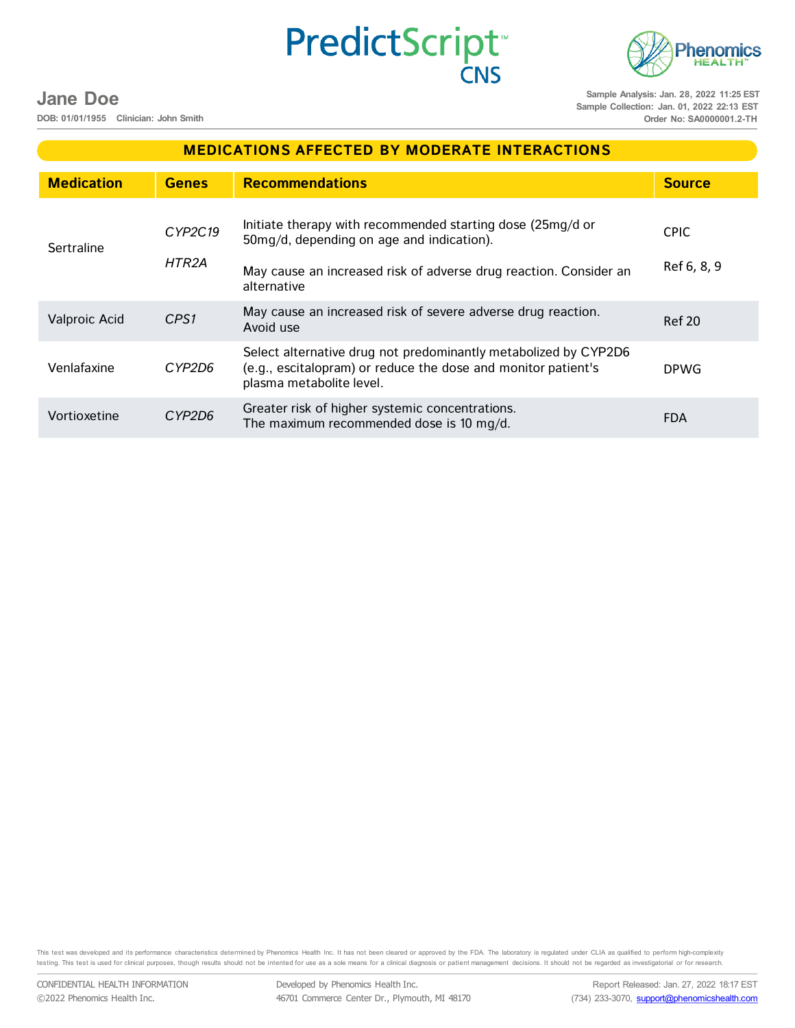## MEDICATIONS AFFECTED BY MODERATE INTERACTIONS

| Medication | Genes | Recommendations | Source |
|---|---|---|---|
| Sertraline | *CYP2C19* | Initiate therapy with recommended starting dose (25mg/d or 50mg/d, depending on age and indication). | CPIC |
| | *HTR2A* | May cause an increased risk of adverse drug reaction. Consider an alternative | Ref 6, 8, 9 |
| Valproic Acid | *CPS1* | May cause an increased risk of severe adverse drug reaction. Avoid use | Ref 20 |
| Venlafaxine | *CYP2D6* | Select alternative drug not predominantly metabolized by CYP2D6 (e.g., escitalopram) or reduce the dose and monitor patient's plasma metabolite level. | DPWG |
| Vortioxetine | *CYP2D6* | Greater risk of higher systemic concentrations. The maximum recommended dose is 10 mg/d. | FDA |

This test was developed and its performance characteristics determined by Phenomics Health Inc. It has not been cleared or approved by the FDA. The laboratory is regulated under CLIA as qualified to perform high-complexity testing. This test is used for clinical purposes, though results should not be intented for use as a sole means for a clinical diagnosis or patient management decisions. It should not be regarded as investigatorial or for research.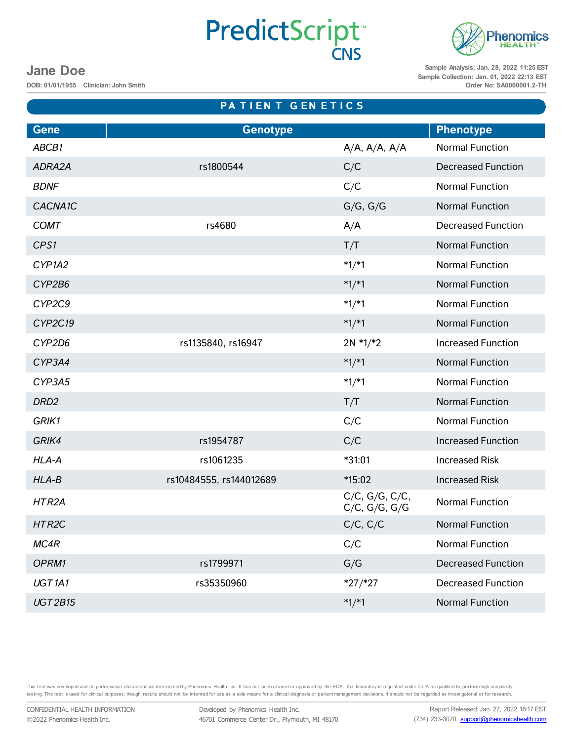**Jane Doe**

DOB: 01/01/1955 Clinician: John Smith

Sample Analysis: Jan. 28, 2022 11:25 EST
Sample Collection: Jan. 01, 2022 22:13 EST
Order No: SA0000001.2-TH

## PATIENT GENETICS

| Gene | Genotype | | Phenotype |
|---|---|---|---|
| *ABCB1* | | A/A, A/A, A/A | Normal Function |
| *ADRA2A* | rs1800544 | C/C | Decreased Function |
| *BDNF* | | C/C | Normal Function |
| *CACNA1C* | | G/G, G/G | Normal Function |
| *COMT* | rs4680 | A/A | Decreased Function |
| *CPS1* | | T/T | Normal Function |
| *CYP1A2* | | *1/*1 | Normal Function |
| *CYP2B6* | | *1/*1 | Normal Function |
| *CYP2C9* | | *1/*1 | Normal Function |
| *CYP2C19* | | *1/*1 | Normal Function |
| *CYP2D6* | rs1135840, rs16947 | 2N *1/*2 | Increased Function |
| *CYP3A4* | | *1/*1 | Normal Function |
| *CYP3A5* | | *1/*1 | Normal Function |
| *DRD2* | | T/T | Normal Function |
| *GRIK1* | | C/C | Normal Function |
| *GRIK4* | rs1954787 | C/C | Increased Function |
| *HLA-A* | rs1061235 | *31:01 | Increased Risk |
| *HLA-B* | rs10484555, rs144012689 | *15:02 | Increased Risk |
| *HTR2A* | | C/C, G/G, C/C, C/C, G/G, G/G | Normal Function |
| *HTR2C* | | C/C, C/C | Normal Function |
| *MC4R* | | C/C | Normal Function |
| *OPRM1* | rs1799971 | G/G | Decreased Function |
| *UGT1A1* | rs35350960 | *27/*27 | Decreased Function |
| *UGT2B15* | | *1/*1 | Normal Function |

This test was developed and its performance characteristics determined by Phenomics Health Inc. It has not been cleared or approved by the FDA. The laboratory is regulated under CLIA as qualified to perform high-complexity testing. This test is used for clinical purposes, though results should not be intented for use as a sole means for a clinical diagnosis or patient management decisions. It should not be regarded as investigatorial or for research.

CONFIDENTIAL HEALTH INFORMATION
©2022 Phenomics Health Inc.

Developed by Phenomics Health Inc.
46701 Commerce Center Dr., Plymouth, MI 48170

Report Released: Jan. 27, 2022 18:17 EST
(734) 233-3070, support@phenomicshealth.com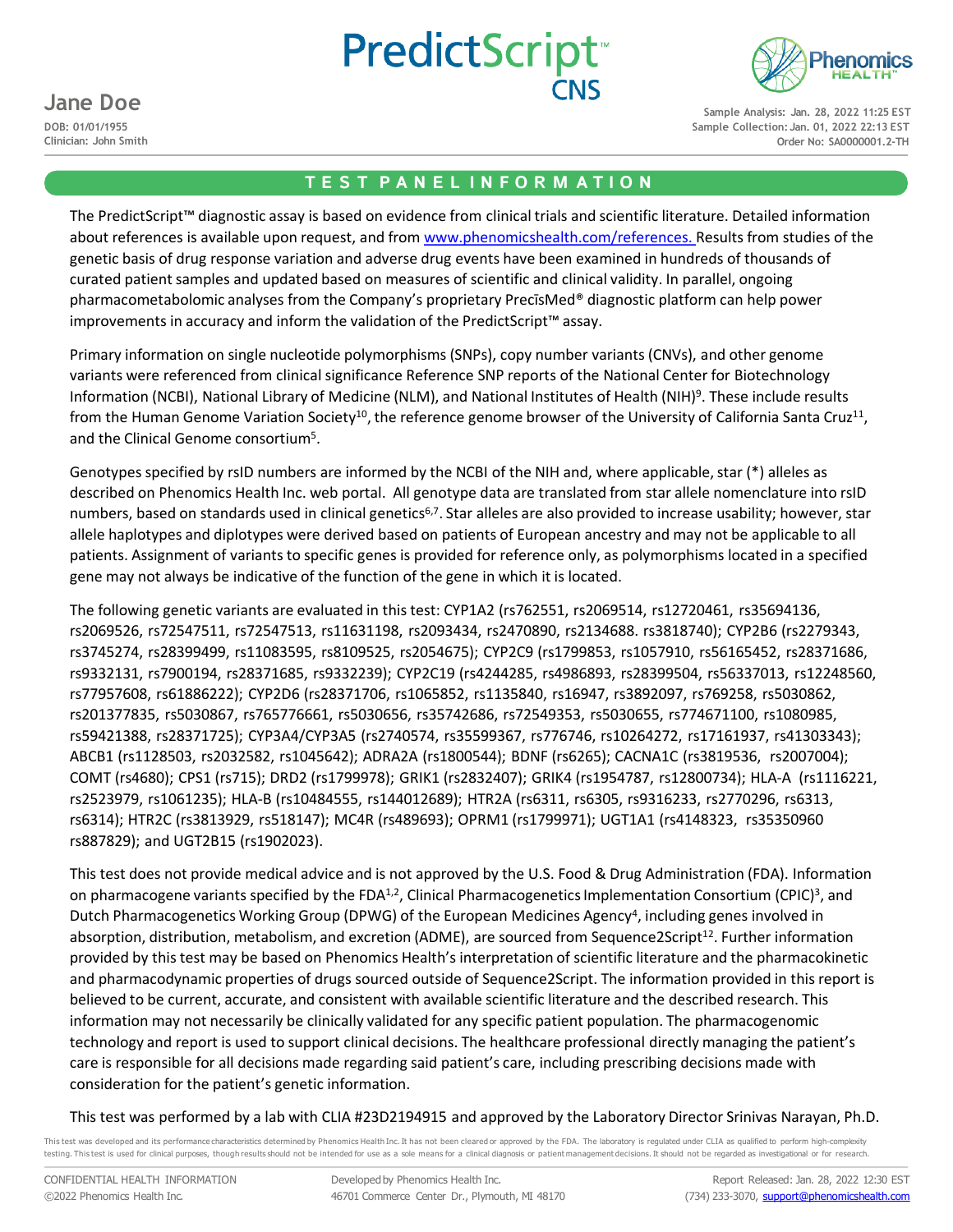**Jane Doe**
DOB: 01/01/1955
Clinician: John Smith

Sample Analysis: Jan. 28, 2022 11:25 EST
Sample Collection: Jan. 01, 2022 22:13 EST
Order No: SA0000001.2-TH

## TEST PANEL INFORMATION

The PredictScript™ diagnostic assay is based on evidence from clinical trials and scientific literature. Detailed information about references is available upon request, and from www.phenomicshealth.com/references. Results from studies of the genetic basis of drug response variation and adverse drug events have been examined in hundreds of thousands of curated patient samples and updated based on measures of scientific and clinical validity. In parallel, ongoing pharmacometabolomic analyses from the Company's proprietary PrecīsMed® diagnostic platform can help power improvements in accuracy and inform the validation of the PredictScript™ assay.

Primary information on single nucleotide polymorphisms (SNPs), copy number variants (CNVs), and other genome variants were referenced from clinical significance Reference SNP reports of the National Center for Biotechnology Information (NCBI), National Library of Medicine (NLM), and National Institutes of Health (NIH)[9]. These include results from the Human Genome Variation Society[10], the reference genome browser of the University of California Santa Cruz[11], and the Clinical Genome consortium[5].

Genotypes specified by rsID numbers are informed by the NCBI of the NIH and, where applicable, star (*) alleles as described on Phenomics Health Inc. web portal. All genotype data are translated from star allele nomenclature into rsID numbers, based on standards used in clinical genetics[6,7]. Star alleles are also provided to increase usability; however, star allele haplotypes and diplotypes were derived based on patients of European ancestry and may not be applicable to all patients. Assignment of variants to specific genes is provided for reference only, as polymorphisms located in a specified gene may not always be indicative of the function of the gene in which it is located.

The following genetic variants are evaluated in this test: CYP1A2 (rs762551, rs2069514, rs12720461, rs35694136, rs2069526, rs72547511, rs72547513, rs11631198, rs2093434, rs2470890, rs2134688. rs3818740); CYP2B6 (rs2279343, rs3745274, rs28399499, rs11083595, rs8109525, rs2054675); CYP2C9 (rs1799853, rs1057910, rs56165452, rs28371686, rs9332131, rs7900194, rs28371685, rs9332239); CYP2C19 (rs4244285, rs4986893, rs28399504, rs56337013, rs12248560, rs77957608, rs61886222); CYP2D6 (rs28371706, rs1065852, rs1135840, rs16947, rs3892097, rs769258, rs5030862, rs201377835, rs5030867, rs765776661, rs5030656, rs35742686, rs72549353, rs5030655, rs774671100, rs1080985, rs59421388, rs28371725); CYP3A4/CYP3A5 (rs2740574, rs35599367, rs776746, rs10264272, rs17161937, rs41303343); ABCB1 (rs1128503, rs2032582, rs1045642); ADRA2A (rs1800544); BDNF (rs6265); CACNA1C (rs3819536, rs2007004); COMT (rs4680); CPS1 (rs715); DRD2 (rs1799978); GRIK1 (rs2832407); GRIK4 (rs1954787, rs12800734); HLA-A (rs1116221, rs2523979, rs1061235); HLA-B (rs10484555, rs144012689); HTR2A (rs6311, rs6305, rs9316233, rs2770296, rs6313, rs6314); HTR2C (rs3813929, rs518147); MC4R (rs489693); OPRM1 (rs1799971); UGT1A1 (rs4148323, rs35350960 rs887829); and UGT2B15 (rs1902023).

This test does not provide medical advice and is not approved by the U.S. Food & Drug Administration (FDA). Information on pharmacogene variants specified by the FDA[1,2], Clinical Pharmacogenetics Implementation Consortium (CPIC)[3], and Dutch Pharmacogenetics Working Group (DPWG) of the European Medicines Agency[4], including genes involved in absorption, distribution, metabolism, and excretion (ADME), are sourced from Sequence2Script[12]. Further information provided by this test may be based on Phenomics Health's interpretation of scientific literature and the pharmacokinetic and pharmacodynamic properties of drugs sourced outside of Sequence2Script. The information provided in this report is believed to be current, accurate, and consistent with available scientific literature and the described research. This information may not necessarily be clinically validated for any specific patient population. The pharmacogenomic technology and report is used to support clinical decisions. The healthcare professional directly managing the patient's care is responsible for all decisions made regarding said patient's care, including prescribing decisions made with consideration for the patient's genetic information.

This test was performed by a lab with CLIA #23D2194915 and approved by the Laboratory Director Srinivas Narayan, Ph.D.

This test was developed and its performance characteristics determined by Phenomics Health Inc. It has not been cleared or approved by the FDA. The laboratory is regulated under CLIA as qualified to perform high-complexity testing. This test is used for clinical purposes, though results should not be intended for use as a sole means for a clinical diagnosis or patient management decisions. It should not be regarded as investigational or for research.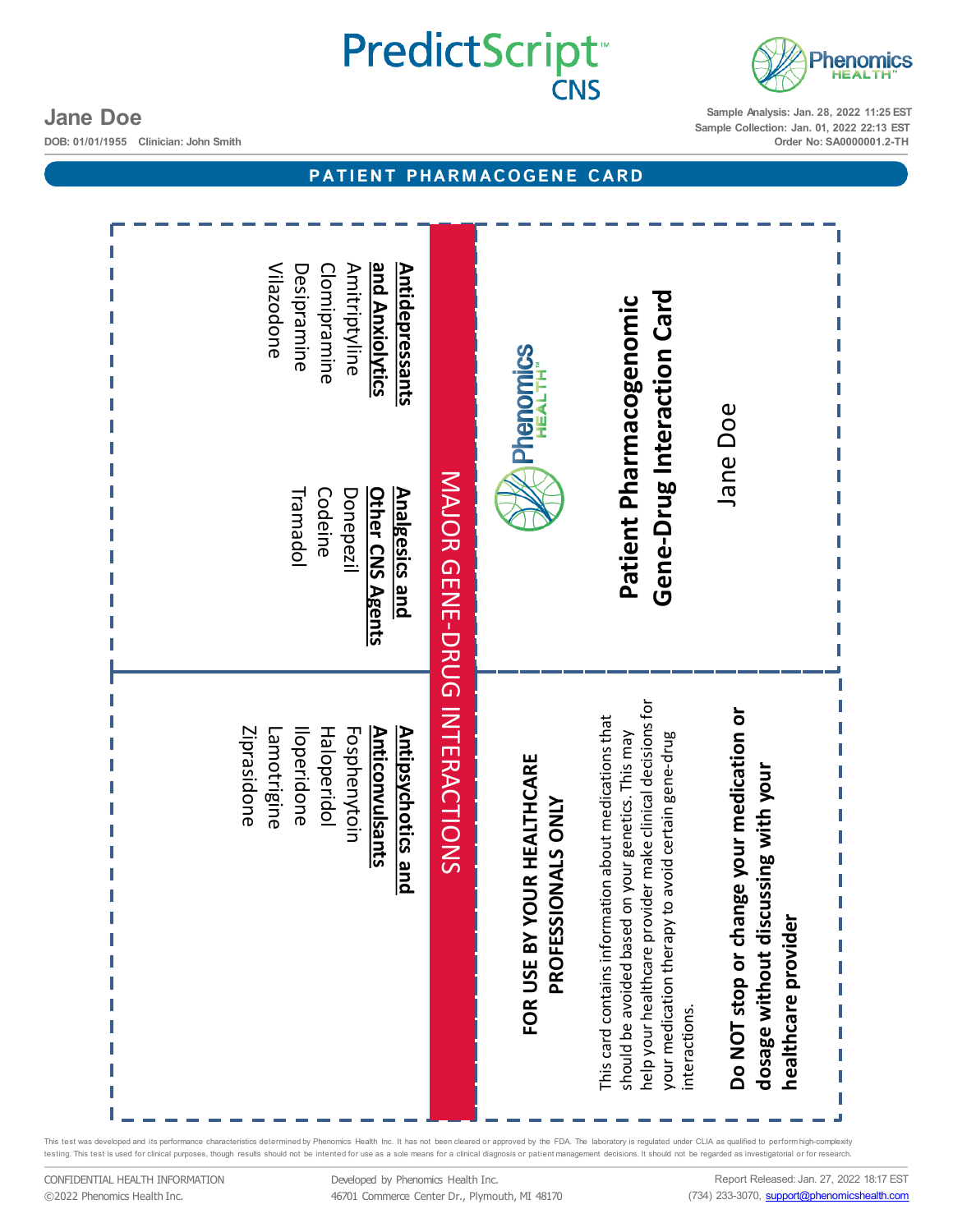# PredictScript™ CNS

**Jane Doe**

DOB: 01/01/1955 Clinician: John Smith

Sample Analysis: Jan. 28, 2022 11:25 EST
Sample Collection: Jan. 01, 2022 22:13 EST
Order No: SA0000001.2-TH

## PATIENT PHARMACOGENE CARD

### Patient Pharmacogenomic Gene-Drug Interaction Card

Jane Doe

### MAJOR GENE-DRUG INTERACTIONS

**Antidepressants and Anxiolytics**
- Amitriptyline
- Clomipramine
- Desipramine
- Vilazodone

**Analgesics and Other CNS Agents**
- Donepezil
- Codeine
- Tramadol

**Antipsychotics and Anticonvulsants**
- Fosphenytoin
- Haloperidol
- Iloperidone
- Lamotrigine
- Ziprasidone

**FOR USE BY YOUR HEALTHCARE PROFESSIONALS ONLY**

This card contains information about medications that should be avoided based on your genetics. This may help your healthcare provider make clinical decisions for your medication therapy to avoid certain gene-drug interactions.

**Do NOT stop or change your medication or dosage without discussing with your healthcare provider**

This test was developed and its performance characteristics determined by Phenomics Health Inc. It has not been cleared or approved by the FDA. The laboratory is regulated under CLIA as qualified to perform high-complexity testing. This test is used for clinical purposes, though results should not be intented for use as a sole means for a clinical diagnosis or patient management decisions. It should not be regarded as investigatorial or for research.

CONFIDENTIAL HEALTH INFORMATION
©2022 Phenomics Health Inc.

Developed by Phenomics Health Inc.
46701 Commerce Center Dr., Plymouth, MI 48170

Report Released: Jan. 27, 2022 18:17 EST
(734) 233-3070, support@phenomicshealth.com